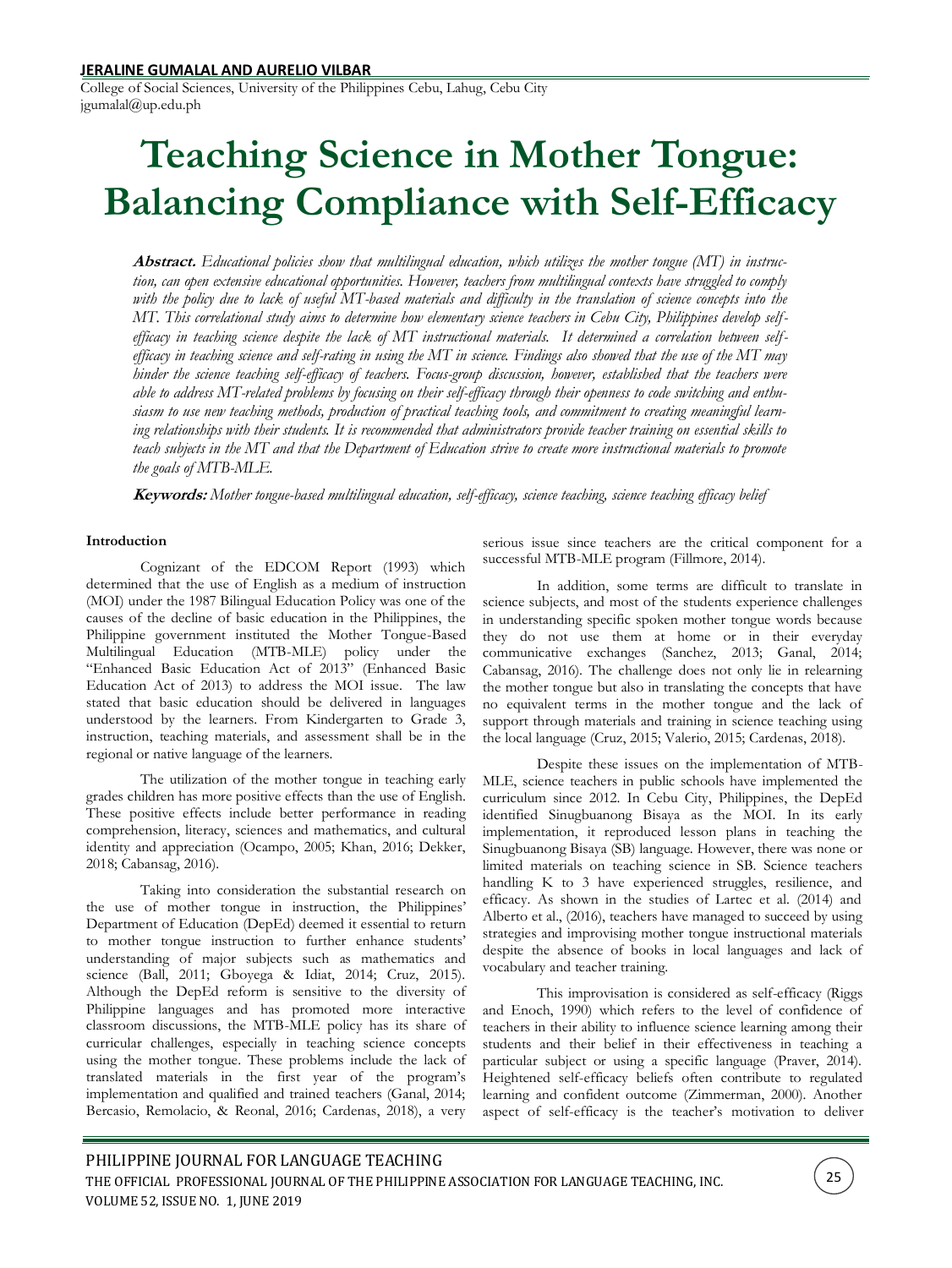**JERALINE GUMALAL AND AURELIO VILBAR**

College of Social Sciences, University of the Philippines Cebu, Lahug, Cebu City
jgumalal@up.edu.ph

# Teaching Science in Mother Tongue: Balancing Compliance with Self-Efficacy

**Abstract.** *Educational policies show that multilingual education, which utilizes the mother tongue (MT) in instruction, can open extensive educational opportunities. However, teachers from multilingual contexts have struggled to comply with the policy due to lack of useful MT-based materials and difficulty in the translation of science concepts into the MT. This correlational study aims to determine how elementary science teachers in Cebu City, Philippines develop self-efficacy in teaching science despite the lack of MT instructional materials. It determined a correlation between self-efficacy in teaching science and self-rating in using the MT in science. Findings also showed that the use of the MT may hinder the science teaching self-efficacy of teachers. Focus-group discussion, however, established that the teachers were able to address MT-related problems by focusing on their self-efficacy through their openness to code switching and enthusiasm to use new teaching methods, production of practical teaching tools, and commitment to creating meaningful learning relationships with their students. It is recommended that administrators provide teacher training on essential skills to teach subjects in the MT and that the Department of Education strive to create more instructional materials to promote the goals of MTB-MLE.*

**Keywords:** *Mother tongue-based multilingual education, self-efficacy, science teaching, science teaching efficacy belief*

## Introduction

Cognizant of the EDCOM Report (1993) which determined that the use of English as a medium of instruction (MOI) under the 1987 Bilingual Education Policy was one of the causes of the decline of basic education in the Philippines, the Philippine government instituted the Mother Tongue-Based Multilingual Education (MTB-MLE) policy under the "Enhanced Basic Education Act of 2013" (Enhanced Basic Education Act of 2013) to address the MOI issue. The law stated that basic education should be delivered in languages understood by the learners. From Kindergarten to Grade 3, instruction, teaching materials, and assessment shall be in the regional or native language of the learners.

The utilization of the mother tongue in teaching early grades children has more positive effects than the use of English. These positive effects include better performance in reading comprehension, literacy, sciences and mathematics, and cultural identity and appreciation (Ocampo, 2005; Khan, 2016; Dekker, 2018; Cabansag, 2016).

Taking into consideration the substantial research on the use of mother tongue in instruction, the Philippines' Department of Education (DepEd) deemed it essential to return to mother tongue instruction to further enhance students' understanding of major subjects such as mathematics and science (Ball, 2011; Gboyega & Idiat, 2014; Cruz, 2015). Although the DepEd reform is sensitive to the diversity of Philippine languages and has promoted more interactive classroom discussions, the MTB-MLE policy has its share of curricular challenges, especially in teaching science concepts using the mother tongue. These problems include the lack of translated materials in the first year of the program's implementation and qualified and trained teachers (Ganal, 2014; Bercasio, Remolacio, & Reonal, 2016; Cardenas, 2018), a very serious issue since teachers are the critical component for a successful MTB-MLE program (Fillmore, 2014).

In addition, some terms are difficult to translate in science subjects, and most of the students experience challenges in understanding specific spoken mother tongue words because they do not use them at home or in their everyday communicative exchanges (Sanchez, 2013; Ganal, 2014; Cabansag, 2016). The challenge does not only lie in relearning the mother tongue but also in translating the concepts that have no equivalent terms in the mother tongue and the lack of support through materials and training in science teaching using the local language (Cruz, 2015; Valerio, 2015; Cardenas, 2018).

Despite these issues on the implementation of MTB-MLE, science teachers in public schools have implemented the curriculum since 2012. In Cebu City, Philippines, the DepEd identified Sinugbuanong Bisaya as the MOI. In its early implementation, it reproduced lesson plans in teaching the Singugbuanong Bisaya (SB) language. However, there was none or limited materials on teaching science in SB. Science teachers handling K to 3 have experienced struggles, resilience, and efficacy. As shown in the studies of Lartec et al. (2014) and Alberto et al., (2016), teachers have managed to succeed by using strategies and improvising mother tongue instructional materials despite the absence of books in local languages and lack of vocabulary and teacher training.

This improvisation is considered as self-efficacy (Riggs and Enoch, 1990) which refers to the level of confidence of teachers in their ability to influence science learning among their students and their belief in their effectiveness in teaching a particular subject or using a specific language (Praver, 2014). Heightened self-efficacy beliefs often contribute to regulated learning and confident outcome (Zimmerman, 2000). Another aspect of self-efficacy is the teacher's motivation to deliver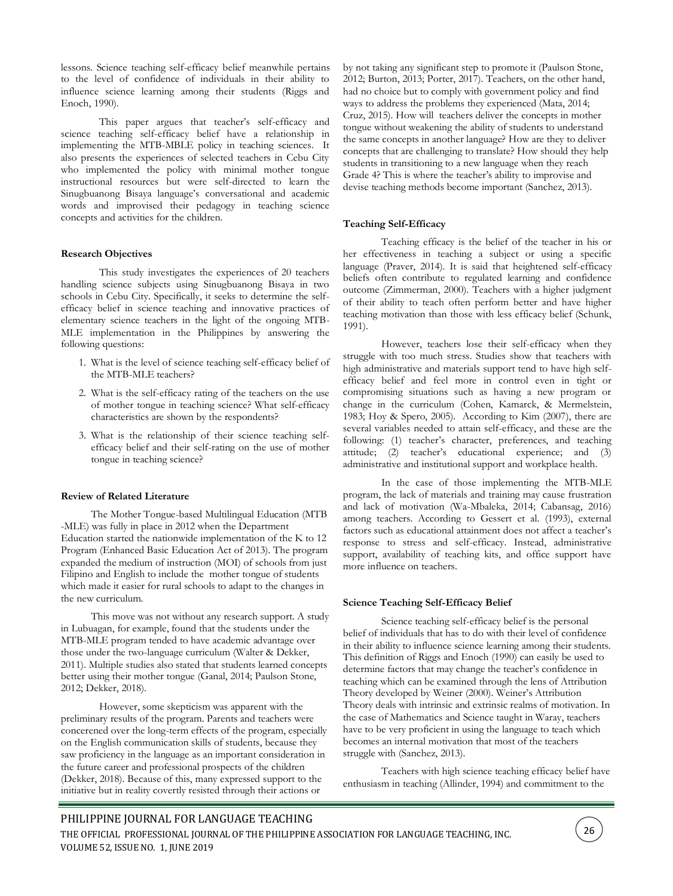lessons. Science teaching self-efficacy belief meanwhile pertains to the level of confidence of individuals in their ability to influence science learning among their students (Riggs and Enoch, 1990).

This paper argues that teacher's self-efficacy and science teaching self-efficacy belief have a relationship in implementing the MTB-MBLE policy in teaching sciences. It also presents the experiences of selected teachers in Cebu City who implemented the policy with minimal mother tongue instructional resources but were self-directed to learn the Sinugbuanong Bisaya language's conversational and academic words and improvised their pedagogy in teaching science concepts and activities for the children.

### Research Objectives

This study investigates the experiences of 20 teachers handling science subjects using Sinugbuanong Bisaya in two schools in Cebu City. Specifically, it seeks to determine the self-efficacy belief in science teaching and innovative practices of elementary science teachers in the light of the ongoing MTB-MLE implementation in the Philippines by answering the following questions:

1. What is the level of science teaching self-efficacy belief of the MTB-MLE teachers?
2. What is the self-efficacy rating of the teachers on the use of mother tongue in teaching science? What self-efficacy characteristics are shown by the respondents?
3. What is the relationship of their science teaching self-efficacy belief and their self-rating on the use of mother tongue in teaching science?

### Review of Related Literature

The Mother Tongue-based Multilingual Education (MTB -MLE) was fully in place in 2012 when the Department Education started the nationwide implementation of the K to 12 Program (Enhanced Basic Education Act of 2013). The program expanded the medium of instruction (MOI) of schools from just Filipino and English to include the mother tongue of students which made it easier for rural schools to adapt to the changes in the new curriculum.

This move was not without any research support. A study in Lubuagan, for example, found that the students under the MTB-MLE program tended to have academic advantage over those under the two-language curriculum (Walter & Dekker, 2011). Multiple studies also stated that students learned concepts better using their mother tongue (Ganal, 2014; Paulson Stone, 2012; Dekker, 2018).

However, some skepticism was apparent with the preliminary results of the program. Parents and teachers were concerened over the long-term effects of the program, especially on the English communication skills of students, because they saw proficiency in the language as an important consideration in the future career and professional prospects of the children (Dekker, 2018). Because of this, many expressed support to the initiative but in reality covertly resisted through their actions or by not taking any significant step to promote it (Paulson Stone, 2012; Burton, 2013; Porter, 2017). Teachers, on the other hand, had no choice but to comply with government policy and find ways to address the problems they experienced (Mata, 2014; Cruz, 2015). How will teachers deliver the concepts in mother tongue without weakening the ability of students to understand the same concepts in another language? How are they to deliver concepts that are challenging to translate? How should they help students in transitioning to a new language when they reach Grade 4? This is where the teacher's ability to improvise and devise teaching methods become important (Sanchez, 2013).

### Teaching Self-Efficacy

Teaching efficacy is the belief of the teacher in his or her effectiveness in teaching a subject or using a specific language (Praver, 2014). It is said that heightened self-efficacy beliefs often contribute to regulated learning and confidence outcome (Zimmerman, 2000). Teachers with a higher judgment of their ability to teach often perform better and have higher teaching motivation than those with less efficacy belief (Schunk, 1991).

However, teachers lose their self-efficacy when they struggle with too much stress. Studies show that teachers with high administrative and materials support tend to have high self-efficacy belief and feel more in control even in tight or compromising situations such as having a new program or change in the curriculum (Cohen, Kamarck, & Mermelstein, 1983; Hoy & Spero, 2005). According to Kim (2007), there are several variables needed to attain self-efficacy, and these are the following: (1) teacher's character, preferences, and teaching attitude; (2) teacher's educational experience; and (3) administrative and institutional support and workplace health.

In the case of those implementing the MTB-MLE program, the lack of materials and training may cause frustration and lack of motivation (Wa-Mbaleka, 2014; Cabansag, 2016) among teachers. According to Gessert et al. (1993), external factors such as educational attainment does not affect a teacher's response to stress and self-efficacy. Instead, administrative support, availability of teaching kits, and office support have more influence on teachers.

### Science Teaching Self-Efficacy Belief

Science teaching self-efficacy belief is the personal belief of individuals that has to do with their level of confidence in their ability to influence science learning among their students. This definition of Riggs and Enoch (1990) can easily be used to determine factors that may change the teacher's confidence in teaching which can be examined through the lens of Attribution Theory developed by Weiner (2000). Weiner's Attribution Theory deals with intrinsic and extrinsic realms of motivation. In the case of Mathematics and Science taught in Waray, teachers have to be very proficient in using the language to teach which becomes an internal motivation that most of the teachers struggle with (Sanchez, 2013).

Teachers with high science teaching efficacy belief have enthusiasm in teaching (Allinder, 1994) and commitment to the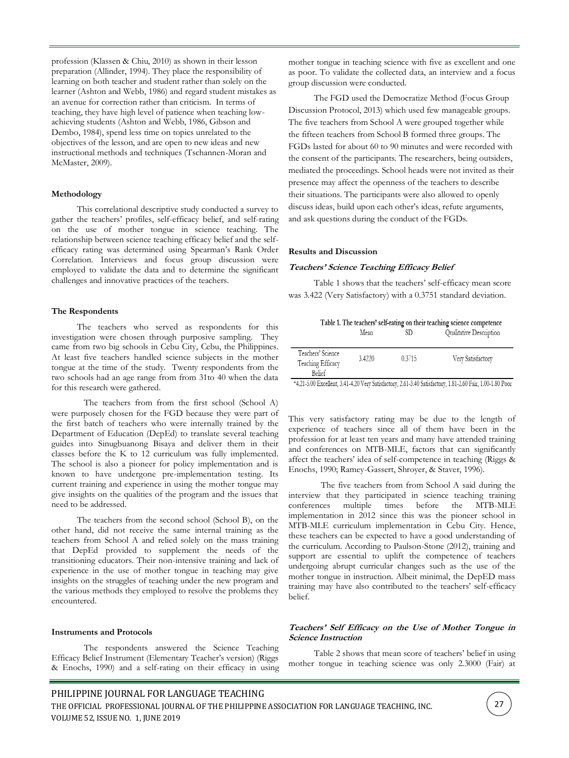profession (Klassen & Chiu, 2010) as shown in their lesson preparation (Allinder, 1994). They place the responsibility of learning on both teacher and student rather than solely on the learner (Ashton and Webb, 1986) and regard student mistakes as an avenue for correction rather than criticism. In terms of teaching, they have high level of patience when teaching low-achieving students (Ashton and Webb, 1986, Gibson and Dembo, 1984), spend less time on topics unrelated to the objectives of the lesson, and are open to new ideas and new instructional methods and techniques (Tschannen-Moran and McMaster, 2009).

**Methodology**

This correlational descriptive study conducted a survey to gather the teachers' profiles, self-efficacy belief, and self-rating on the use of mother tongue in science teaching. The relationship between science teaching efficacy belief and the self-efficacy rating was determined using Spearman's Rank Order Correlation. Interviews and focus group discussion were employed to validate the data and to determine the significant challenges and innovative practices of the teachers.

**The Respondents**

The teachers who served as respondents for this investigation were chosen through purposive sampling. They came from two big schools in Cebu City, Cebu, the Philippines. At least five teachers handled science subjects in the mother tongue at the time of the study. Twenty respondents from the two schools had an age range from from 31to 40 when the data for this research were gathered.

The teachers from from the first school (School A) were purposely chosen for the FGD because they were part of the first batch of teachers who were internally trained by the Department of Education (DepEd) to translate several teaching guides into Sinugbuanong Bisaya and deliver them in their classes before the K to 12 curriculum was fully implemented. The school is also a pioneer for policy implementation and is known to have undergone pre-implementation testing. Its current training and experience in using the mother tongue may give insights on the qualities of the program and the issues that need to be addressed.

The teachers from the second school (School B), on the other hand, did not receive the same internal training as the teachers from School A and relied solely on the mass training that DepEd provided to supplement the needs of the transitioning educators. Their non-intensive training and lack of experience in the use of mother tongue in teaching may give insights on the struggles of teaching under the new program and the various methods they employed to resolve the problems they encountered.

**Instruments and Protocols**

The respondents answered the Science Teaching Efficacy Belief Instrument (Elementary Teacher's version) (Riggs & Enochs, 1990) and a self-rating on their efficacy in using mother tongue in teaching science with five as excellent and one as poor. To validate the collected data, an interview and a focus group discussion were conducted.

The FGD used the Democratize Method (Focus Group Discussion Protocol, 2013) which used few manageable groups. The five teachers from School A were grouped together while the fifteen teachers from School B formed three groups. The FGDs lasted for about 60 to 90 minutes and were recorded with the consent of the participants. The researchers, being outsiders, mediated the proceedings. School heads were not invited as their presence may affect the openness of the teachers to describe their situations. The participants were also allowed to openly discuss ideas, build upon each other's ideas, refute arguments, and ask questions during the conduct of the FGDs.

**Results and Discussion**

***Teachers' Science Teaching Efficacy Belief***

Table 1 shows that the teachers' self-efficacy mean score was 3.422 (Very Satisfactory) with a 0.3751 standard deviation.

Table 1. The teachers' self-rating on their teaching science competence

| | Mean | SD | Qualitative Description |
|---|---|---|---|
| Teachers' Science Teaching Efficacy Belief | 3.4220 | 0.3715 | Very Satisfactory |

*4.21-5.00 Excellent, 3.41-4.20 Very Satisfactory, 2.61-3.40 Satisfactory, 1.81-2.60 Fair, 1.00-1.80 Poor

This very satisfactory rating may be due to the length of experience of teachers since all of them have been in the profession for at least ten years and many have attended training and conferences on MTB-MLE, factors that can significantly affect the teachers' idea of self-competence in teaching (Riggs & Enochs, 1990; Ramey-Gassert, Shroyer, & Staver, 1996).

The five teachers from from School A said during the interview that they participated in science teaching training conferences multiple times before the MTB-MLE implementation in 2012 since this was the pioneer school in MTB-MLE curriculum implementation in Cebu City. Hence, these teachers can be expected to have a good understanding of the curriculum. According to Paulson-Stone (2012), training and support are essential to uplift the competence of teachers undergoing abrupt curricular changes such as the use of the mother tongue in instruction. Albeit minimal, the DepED mass training may have also contributed to the teachers' self-efficacy belief.

***Teachers' Self Efficacy on the Use of Mother Tongue in Science Instruction***

Table 2 shows that mean score of teachers' belief in using mother tongue in teaching science was only 2.3000 (Fair) at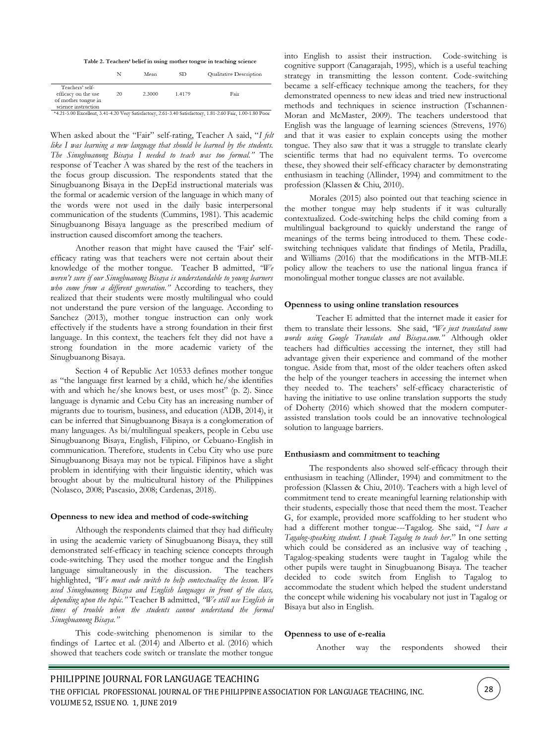**Table 2. Teachers' belief in using mother tongue in teaching science**

| | N | Mean | SD | Qualitative Description |
|---|---|---|---|---|
| Teachers' self-efficacy on the use of mother tongue in science instruction | 20 | 2.3000 | 1.4179 | Fair |

*4.21-5.00 Excellent, 3.41-4.20 Very Satisfactory, 2.61-3.40 Satisfactory, 1.81-2.60 Fair, 1.00-1.80 Poor

When asked about the "Fair" self-rating, Teacher A said, "*I felt like I was learning a new language that should be learned by the students. The Sinugbuanong Bisaya I needed to teach was too formal.*" The response of Teacher A was shared by the rest of the teachers in the focus group discussion. The respondents stated that the Sinugbuanong Bisaya in the DepEd instructional materials was the formal or academic version of the language in which many of the words were not used in the daily basic interpersonal communication of the students (Cummins, 1981). This academic Sinugbuanong Bisaya language as the prescribed medium of instruction caused discomfort among the teachers.

Another reason that might have caused the 'Fair' self-efficacy rating was that teachers were not certain about their knowledge of the mother tongue. Teacher B admitted, *"We weren't sure if our Sinugbuanong Bisaya is understandable to young learners who come from a different generation."* According to teachers, they realized that their students were mostly multilingual who could not understand the pure version of the language. According to Sanchez (2013), mother tongue instruction can only work effectively if the students have a strong foundation in their first language. In this context, the teachers felt they did not have a strong foundation in the more academic variety of the Sinugbuanong Bisaya.

Section 4 of Republic Act 10533 defines mother tongue as "the language first learned by a child, which he/she identifies with and which he/she knows best, or uses most" (p. 2). Since language is dynamic and Cebu City has an increasing number of migrants due to tourism, business, and education (ADB, 2014), it can be inferred that Sinugbuanong Bisaya is a conglomeration of many languages. As bi/multilingual speakers, people in Cebu use Sinugbuanong Bisaya, English, Filipino, or Cebuano-English in communication. Therefore, students in Cebu City who use pure Sinugbuanong Bisaya may not be typical. Filipinos have a slight problem in identifying with their linguistic identity, which was brought about by the multicultural history of the Philippines (Nolasco, 2008; Pascasio, 2008; Cardenas, 2018).

**Openness to new idea and method of code-switching**

Although the respondents claimed that they had difficulty in using the academic variety of Sinugbuanong Bisaya, they still demonstrated self-efficacy in teaching science concepts through code-switching. They used the mother tongue and the English language simultaneously in the discussion. The teachers highlighted, *"We must code switch to help contextualize the lesson. We used Sinugbuanong Bisaya and English languages in front of the class, depending upon the topic."* Teacher B admitted, *"We still use English in times of trouble when the students cannot understand the formal Sinugbuanong Bisaya."*

This code-switching phenomenon is similar to the findings of Lartec et al. (2014) and Alberto et al. (2016) which showed that teachers code switch or translate the mother tongue into English to assist their instruction. Code-switching is cognitive support (Canagarajah, 1995), which is a useful teaching strategy in transmitting the lesson content. Code-switching became a self-efficacy technique among the teachers, for they demonstrated openness to new ideas and tried new instructional methods and techniques in science instruction (Tschannen-Moran and McMaster, 2009). The teachers understood that English was the language of learning sciences (Strevens, 1976) and that it was easier to explain concepts using the mother tongue. They also saw that it was a struggle to translate clearly scientific terms that had no equivalent terms. To overcome these, they showed their self-efficacy character by demonstrating enthusiasm in teaching (Allinder, 1994) and commitment to the profession (Klassen & Chiu, 2010).

Morales (2015) also pointed out that teaching science in the mother tongue may help students if it was culturally contextualized. Code-switching helps the child coming from a multilingual background to quickly understand the range of meanings of the terms being introduced to them. These code-switching techniques validate that findings of Metila, Pradilla, and Williams (2016) that the modifications in the MTB-MLE policy allow the teachers to use the national lingua franca if monolingual mother tongue classes are not available.

**Openness to using online translation resources**

Teacher E admitted that the internet made it easier for them to translate their lessons. She said, *"We just translated some words using Google Translate and Bisaya.com."* Although older teachers had difficulties accessing the internet, they still had advantage given their experience and command of the mother tongue. Aside from that, most of the older teachers often asked the help of the younger teachers in accessing the internet when they needed to. The teachers' self-efficacy characteristic of having the initiative to use online translation supports the study of Doherty (2016) which showed that the modern computer-assisted translation tools could be an innovative technological solution to language barriers.

**Enthusiasm and commitment to teaching**

The respondents also showed self-efficacy through their enthusiasm in teaching (Allinder, 1994) and commitment to the profession (Klassen & Chiu, 2010). Teachers with a high level of commitment tend to create meaningful learning relationship with their students, especially those that need them the most. Teacher G, for example, provided more scaffolding to her student who had a different mother tongue---Tagalog. She said, "*I have a Tagalog-speaking student. I speak Tagalog to teach her.*" In one setting which could be considered as an inclusive way of teaching , Tagalog-speaking students were taught in Tagalog while the other pupils were taught in Sinugbuanong Bisaya. The teacher decided to code switch from English to Tagalog to accommodate the student which helped the student understand the concept while widening his vocabulary not just in Tagalog or Bisaya but also in English.

**Openness to use of e-realia**

Another way the respondents showed their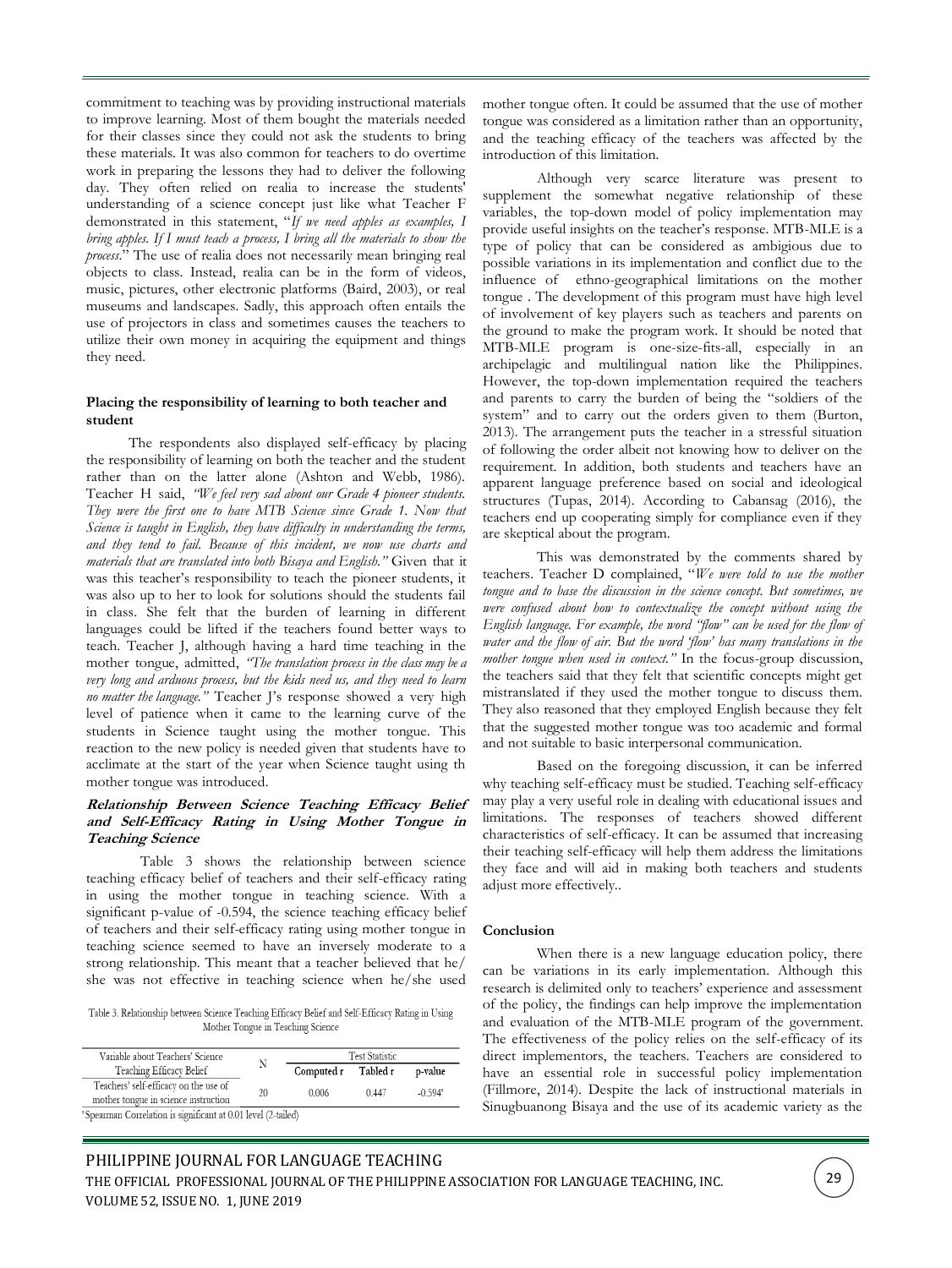commitment to teaching was by providing instructional materials to improve learning. Most of them bought the materials needed for their classes since they could not ask the students to bring these materials. It was also common for teachers to do overtime work in preparing the lessons they had to deliver the following day. They often relied on realia to increase the students' understanding of a science concept just like what Teacher F demonstrated in this statement, "*If we need apples as examples, I bring apples. If I must teach a process, I bring all the materials to show the process.*" The use of realia does not necessarily mean bringing real objects to class. Instead, realia can be in the form of videos, music, pictures, other electronic platforms (Baird, 2003), or real museums and landscapes. Sadly, this approach often entails the use of projectors in class and sometimes causes the teachers to utilize their own money in acquiring the equipment and things they need.

**Placing the responsibility of learning to both teacher and student**

The respondents also displayed self-efficacy by placing the responsibility of learning on both the teacher and the student rather than on the latter alone (Ashton and Webb, 1986). Teacher H said, *"We feel very sad about our Grade 4 pioneer students. They were the first one to have MTB Science since Grade 1. Now that Science is taught in English, they have difficulty in understanding the terms, and they tend to fail. Because of this incident, we now use charts and materials that are translated into both Bisaya and English."* Given that it was this teacher's responsibility to teach the pioneer students, it was also up to her to look for solutions should the students fail in class. She felt that the burden of learning in different languages could be lifted if the teachers found better ways to teach. Teacher J, although having a hard time teaching in the mother tongue, admitted, *"The translation process in the class may be a very long and arduous process, but the kids need us, and they need to learn no matter the language."* Teacher J's response showed a very high level of patience when it came to the learning curve of the students in Science taught using the mother tongue. This reaction to the new policy is needed given that students have to acclimate at the start of the year when Science taught using th mother tongue was introduced.

***Relationship Between Science Teaching Efficacy Belief and Self-Efficacy Rating in Using Mother Tongue in Teaching Science***

Table 3 shows the relationship between science teaching efficacy belief of teachers and their self-efficacy rating in using the mother tongue in teaching science. With a significant p-value of -0.594, the science teaching efficacy belief of teachers and their self-efficacy rating using mother tongue in teaching science seemed to have an inversely moderate to a strong relationship. This meant that a teacher believed that he/ she was not effective in teaching science when he/she used mother tongue often. It could be assumed that the use of mother tongue was considered as a limitation rather than an opportunity, and the teaching efficacy of the teachers was affected by the introduction of this limitation.

Table 3. Relationship between Science Teaching Efficacy Belief and Self-Efficacy Rating in Using Mother Tongue in Teaching Science

| Variable about Teachers' Science Teaching Efficacy Belief | N | Test Statistic | | |
|---|---|---|---|---|
| | | Computed r | Tabled r | p-value |
| Teachers' self-efficacy on the use of mother tongue in science instruction | 20 | 0.006 | 0.447 | -0.594[s] |

[s]Spearman Correlation is significant at 0.01 level (2-tailed)

Although very scarce literature was present to supplement the somewhat negative relationship of these variables, the top-down model of policy implementation may provide useful insights on the teacher's response. MTB-MLE is a type of policy that can be considered as ambigious due to possible variations in its implementation and conflict due to the influence of ethno-geographical limitations on the mother tongue . The development of this program must have high level of involvement of key players such as teachers and parents on the ground to make the program work. It should be noted that MTB-MLE program is one-size-fits-all, especially in an archipelagic and multilingual nation like the Philippines. However, the top-down implementation required the teachers and parents to carry the burden of being the "soldiers of the system" and to carry out the orders given to them (Burton, 2013). The arrangement puts the teacher in a stressful situation of following the order albeit not knowing how to deliver on the requirement. In addition, both students and teachers have an apparent language preference based on social and ideological structures (Tupas, 2014). According to Cabansag (2016), the teachers end up cooperating simply for compliance even if they are skeptical about the program.

This was demonstrated by the comments shared by teachers. Teacher D complained, "*We were told to use the mother tongue and to base the discussion in the science concept. But sometimes, we were confused about how to contextualize the concept without using the English language. For example, the word "flow" can be used for the flow of water and the flow of air. But the word 'flow' has many translations in the mother tongue when used in context.*" In the focus-group discussion, the teachers said that they felt that scientific concepts might get mistranslated if they used the mother tongue to discuss them. They also reasoned that they employed English because they felt that the suggested mother tongue was too academic and formal and not suitable to basic interpersonal communication.

Based on the foregoing discussion, it can be inferred why teaching self-efficacy must be studied. Teaching self-efficacy may play a very useful role in dealing with educational issues and limitations. The responses of teachers showed different characteristics of self-efficacy. It can be assumed that increasing their teaching self-efficacy will help them address the limitations they face and will aid in making both teachers and students adjust more effectively..

**Conclusion**

When there is a new language education policy, there can be variations in its early implementation. Although this research is delimited only to teachers' experience and assessment of the policy, the findings can help improve the implementation and evaluation of the MTB-MLE program of the government. The effectiveness of the policy relies on the self-efficacy of its direct implementors, the teachers. Teachers are considered to have an essential role in successful policy implementation (Fillmore, 2014). Despite the lack of instructional materials in Singubuanong Bisaya and the use of its academic variety as the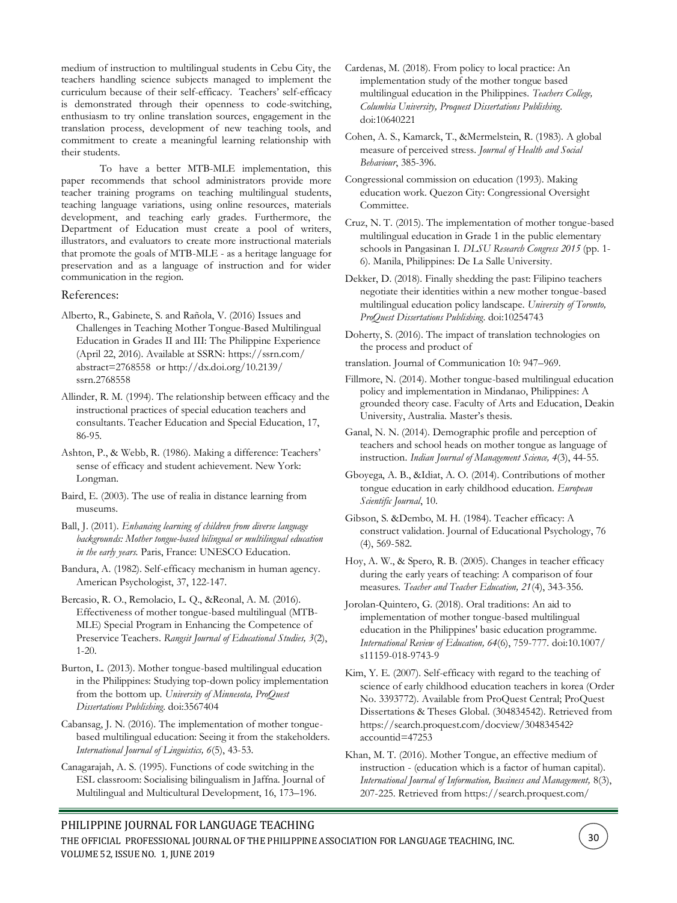medium of instruction to multilingual students in Cebu City, the teachers handling science subjects managed to implement the curriculum because of their self-efficacy. Teachers' self-efficacy is demonstrated through their openness to code-switching, enthusiasm to try online translation sources, engagement in the translation process, development of new teaching tools, and commitment to create a meaningful learning relationship with their students.

To have a better MTB-MLE implementation, this paper recommends that school administrators provide more teacher training programs on teaching multilingual students, teaching language variations, using online resources, materials development, and teaching early grades. Furthermore, the Department of Education must create a pool of writers, illustrators, and evaluators to create more instructional materials that promote the goals of MTB-MLE - as a heritage language for preservation and as a language of instruction and for wider communication in the region.

## References:

Alberto, R., Gabinete, S. and Rañola, V. (2016) Issues and Challenges in Teaching Mother Tongue-Based Multilingual Education in Grades II and III: The Philippine Experience (April 22, 2016). Available at SSRN: https://ssrn.com/abstract=2768558 or http://dx.doi.org/10.2139/ssrn.2768558

Allinder, R. M. (1994). The relationship between efficacy and the instructional practices of special education teachers and consultants. Teacher Education and Special Education, 17, 86-95.

Ashton, P., & Webb, R. (1986). Making a difference: Teachers' sense of efficacy and student achievement. New York: Longman.

Baird, E. (2003). The use of realia in distance learning from museums.

Ball, J. (2011). *Enhancing learning of children from diverse language backgrounds: Mother tongue-based bilingual or multilingual education in the early years.* Paris, France: UNESCO Education.

Bandura, A. (1982). Self-efficacy mechanism in human agency. American Psychologist, 37, 122-147.

Bercasio, R. O., Remolacio, L. Q., &Reonal, A. M. (2016). Effectiveness of mother tongue-based multilingual (MTB-MLE) Special Program in Enhancing the Competence of Preservice Teachers. *Rangsit Journal of Educational Studies, 3*(2), 1-20.

Burton, L. (2013). Mother tongue-based multilingual education in the Philippines: Studying top-down policy implementation from the bottom up. *University of Minnesota, ProQuest Dissertations Publishing*. doi:3567404

Cabansag, J. N. (2016). The implementation of mother tongue-based multilingual education: Seeing it from the stakeholders. *International Journal of Linguistics, 6*(5), 43-53.

Canagarajah, A. S. (1995). Functions of code switching in the ESL classroom: Socialising bilingualism in Jaffna. Journal of Multilingual and Multicultural Development, 16, 173–196.

Cardenas, M. (2018). From policy to local practice: An implementation study of the mother tongue based multilingual education in the Philippines. *Teachers College, Columbia University, Proquest Dissertations Publishing*. doi:10640221

Cohen, A. S., Kamarck, T., &Mermelstein, R. (1983). A global measure of perceived stress. *Journal of Health and Social Behaviour*, 385-396.

Congressional commission on education (1993). Making education work. Quezon City: Congressional Oversight Committee.

Cruz, N. T. (2015). The implementation of mother tongue-based multilingual education in Grade 1 in the public elementary schools in Pangasinan I. *DLSU Research Congress 2015* (pp. 1-6). Manila, Philippines: De La Salle University.

Dekker, D. (2018). Finally shedding the past: Filipino teachers negotiate their identities within a new mother tongue-based multilingual education policy landscape. *University of Toronto, ProQuest Dissertations Publishing*. doi:10254743

Doherty, S. (2016). The impact of translation technologies on the process and product of

translation. Journal of Communication 10: 947–969.

Fillmore, N. (2014). Mother tongue-based multilingual education policy and implementation in Mindanao, Philippines: A grounded theory case. Faculty of Arts and Education, Deakin University, Australia. Master's thesis.

Ganal, N. N. (2014). Demographic profile and perception of teachers and school heads on mother tongue as language of instruction. *Indian Journal of Management Science, 4*(3), 44-55.

Gboyega, A. B., &Idiat, A. O. (2014). Contributions of mother tongue education in early childhood education. *European Scientific Journal*, 10.

Gibson, S. &Dembo, M. H. (1984). Teacher efficacy: A construct validation. Journal of Educational Psychology, 76 (4), 569-582.

Hoy, A. W., & Spero, R. B. (2005). Changes in teacher efficacy during the early years of teaching: A comparison of four measures. *Teacher and Teacher Education, 21*(4), 343-356.

Jorolan-Quintero, G. (2018). Oral traditions: An aid to implementation of mother tongue-based multilingual education in the Philippines' basic education programme. *International Review of Education, 64*(6), 759-777. doi:10.1007/s11159-018-9743-9

Kim, Y. E. (2007). Self-efficacy with regard to the teaching of science of early childhood education teachers in korea (Order No. 3393772). Available from ProQuest Central; ProQuest Dissertations & Theses Global. (304834542). Retrieved from https://search.proquest.com/docview/304834542?accountid=47253

Khan, M. T. (2016). Mother Tongue, an effective medium of instruction - (education which is a factor of human capital). *International Journal of Information, Business and Management,* 8(3), 207-225. Retrieved from https://search.proquest.com/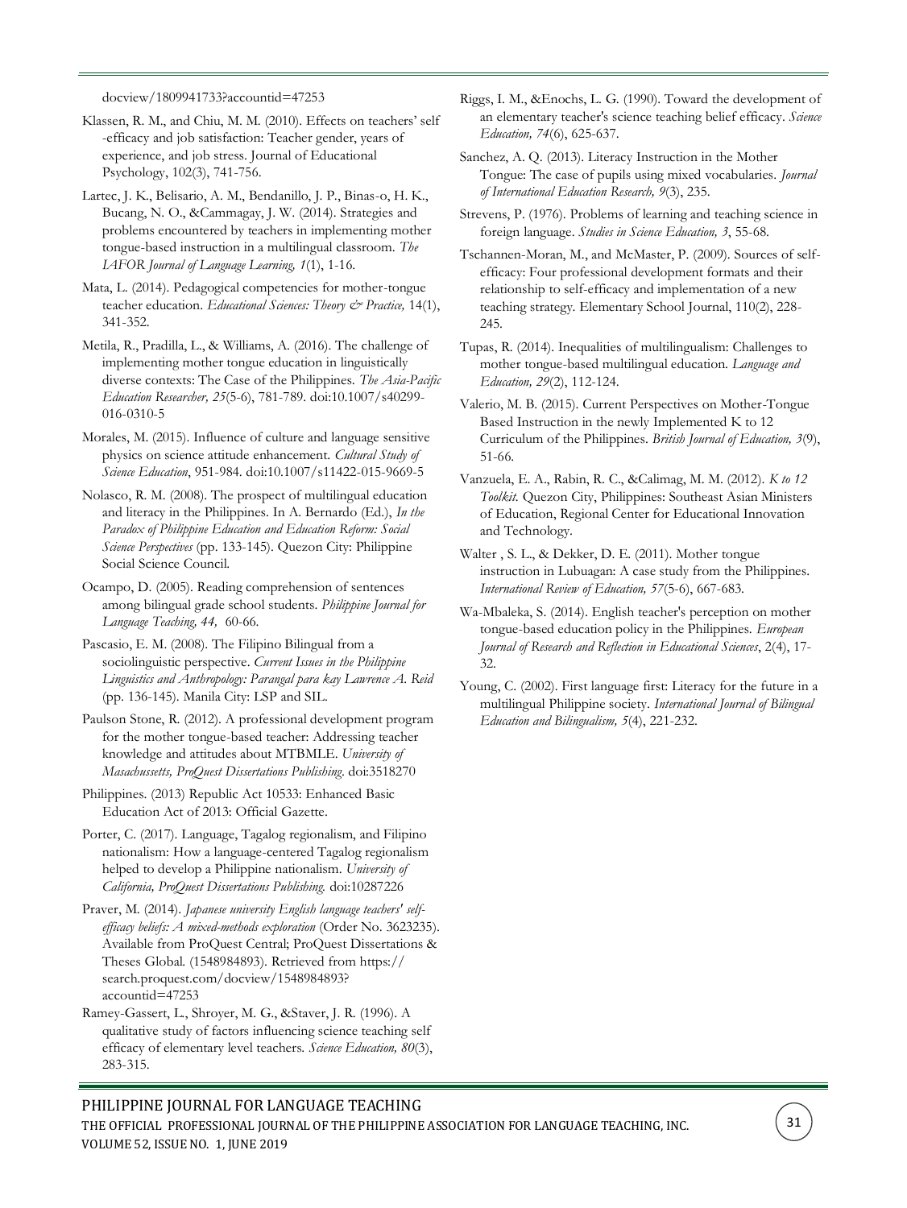docview/1809941733?accountid=47253

Klassen, R. M., and Chiu, M. M. (2010). Effects on teachers' self -efficacy and job satisfaction: Teacher gender, years of experience, and job stress. Journal of Educational Psychology, 102(3), 741-756.

Lartec, J. K., Belisario, A. M., Bendanillo, J. P., Binas-o, H. K., Bucang, N. O., &Cammagay, J. W. (2014). Strategies and problems encountered by teachers in implementing mother tongue-based instruction in a multilingual classroom. *The IAFOR Journal of Language Learning, 1*(1), 1-16.

Mata, L. (2014). Pedagogical competencies for mother-tongue teacher education. *Educational Sciences: Theory & Practice,* 14(1), 341-352.

Metila, R., Pradilla, L., & Williams, A. (2016). The challenge of implementing mother tongue education in linguistically diverse contexts: The Case of the Philippines. *The Asia-Pacific Education Researcher, 25*(5-6), 781-789. doi:10.1007/s40299-016-0310-5

Morales, M. (2015). Influence of culture and language sensitive physics on science attitude enhancement. *Cultural Study of Science Education*, 951-984. doi:10.1007/s11422-015-9669-5

Nolasco, R. M. (2008). The prospect of multilingual education and literacy in the Philippines. In A. Bernardo (Ed.), *In the Paradox of Philippine Education and Education Reform: Social Science Perspectives* (pp. 133-145). Quezon City: Philippine Social Science Council.

Ocampo, D. (2005). Reading comprehension of sentences among bilingual grade school students. *Philippine Journal for Language Teaching, 44,* 60-66.

Pascasio, E. M. (2008). The Filipino Bilingual from a sociolinguistic perspective. *Current Issues in the Philippine Linguistics and Anthropology: Parangal para kay Lawrence A. Reid* (pp. 136-145). Manila City: LSP and SIL.

Paulson Stone, R. (2012). A professional development program for the mother tongue-based teacher: Addressing teacher knowledge and attitudes about MTBMLE. *University of Masachussetts, ProQuest Dissertations Publishing.* doi:3518270

Philippines. (2013) Republic Act 10533: Enhanced Basic Education Act of 2013: Official Gazette.

Porter, C. (2017). Language, Tagalog regionalism, and Filipino nationalism: How a language-centered Tagalog regionalism helped to develop a Philippine nationalism. *University of California, ProQuest Dissertations Publishing.* doi:10287226

Praver, M. (2014). *Japanese university English language teachers' self-efficacy beliefs: A mixed-methods exploration* (Order No. 3623235). Available from ProQuest Central; ProQuest Dissertations & Theses Global. (1548984893). Retrieved from https://search.proquest.com/docview/1548984893?accountid=47253

Ramey-Gassert, L., Shroyer, M. G., &Staver, J. R. (1996). A qualitative study of factors influencing science teaching self efficacy of elementary level teachers. *Science Education, 80*(3), 283-315.

Riggs, I. M., &Enochs, L. G. (1990). Toward the development of an elementary teacher's science teaching belief efficacy. *Science Education, 74*(6), 625-637.

Sanchez, A. Q. (2013). Literacy Instruction in the Mother Tongue: The case of pupils using mixed vocabularies. *Journal of International Education Research, 9*(3), 235.

Strevens, P. (1976). Problems of learning and teaching science in foreign language. *Studies in Science Education, 3*, 55-68.

Tschannen-Moran, M., and McMaster, P. (2009). Sources of self-efficacy: Four professional development formats and their relationship to self-efficacy and implementation of a new teaching strategy. Elementary School Journal, 110(2), 228-245.

Tupas, R. (2014). Inequalities of multilingualism: Challenges to mother tongue-based multilingual education. *Language and Education, 29*(2), 112-124.

Valerio, M. B. (2015). Current Perspectives on Mother-Tongue Based Instruction in the newly Implemented K to 12 Curriculum of the Philippines. *British Journal of Education, 3*(9), 51-66.

Vanzuela, E. A., Rabin, R. C., &Calimag, M. M. (2012). *K to 12 Toolkit.* Quezon City, Philippines: Southeast Asian Ministers of Education, Regional Center for Educational Innovation and Technology.

Walter , S. L., & Dekker, D. E. (2011). Mother tongue instruction in Lubuagan: A case study from the Philippines. *International Review of Education, 57*(5-6), 667-683.

Wa-Mbaleka, S. (2014). English teacher's perception on mother tongue-based education policy in the Philippines. *European Journal of Research and Reflection in Educational Sciences*, 2(4), 17-32.

Young, C. (2002). First language first: Literacy for the future in a multilingual Philippine society. *International Journal of Bilingual Education and Bilingualism, 5*(4), 221-232.